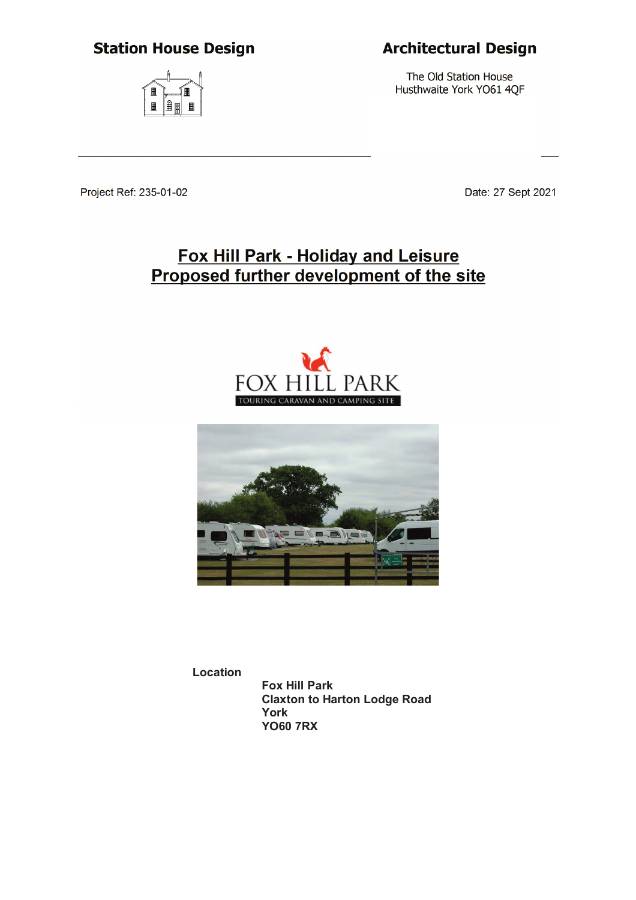**Station House Design**

**Architectural Design**

The Old Station House
Husthwaite York YO61 4QF

---

Project Ref: 235-01-02

Date: 27 Sept 2021

# Fox Hill Park - Holiday and Leisure
# Proposed further development of the site

FOX HILL PARK
TOURING CARAVAN AND CAMPING SITE

**Location**

**Fox Hill Park**
**Claxton to Harton Lodge Road**
**York**
**YO60 7RX**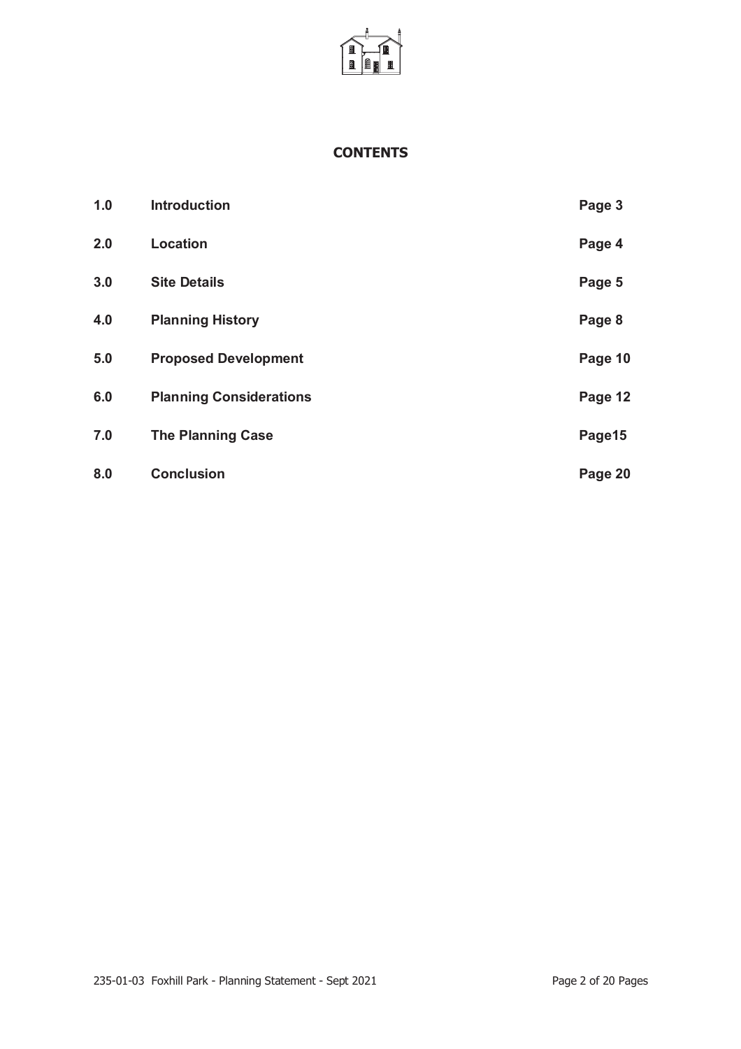# CONTENTS

| | | |
|---|---|---|
| 1.0 | Introduction | Page 3 |
| 2.0 | Location | Page 4 |
| 3.0 | Site Details | Page 5 |
| 4.0 | Planning History | Page 8 |
| 5.0 | Proposed Development | Page 10 |
| 6.0 | Planning Considerations | Page 12 |
| 7.0 | The Planning Case | Page15 |
| 8.0 | Conclusion | Page 20 |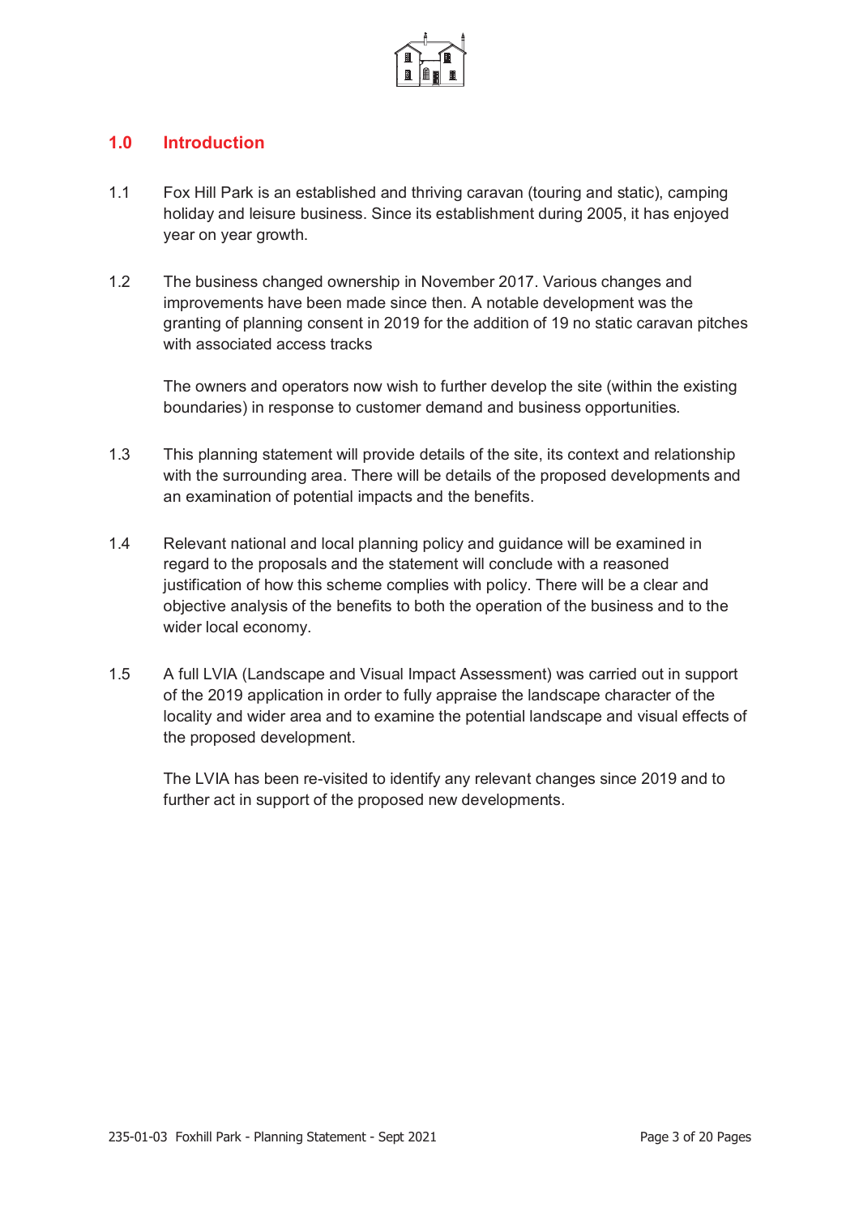## 1.0 Introduction

1.1 Fox Hill Park is an established and thriving caravan (touring and static), camping holiday and leisure business. Since its establishment during 2005, it has enjoyed year on year growth.

1.2 The business changed ownership in November 2017. Various changes and improvements have been made since then. A notable development was the granting of planning consent in 2019 for the addition of 19 no static caravan pitches with associated access tracks

The owners and operators now wish to further develop the site (within the existing boundaries) in response to customer demand and business opportunities.

1.3 This planning statement will provide details of the site, its context and relationship with the surrounding area. There will be details of the proposed developments and an examination of potential impacts and the benefits.

1.4 Relevant national and local planning policy and guidance will be examined in regard to the proposals and the statement will conclude with a reasoned justification of how this scheme complies with policy. There will be a clear and objective analysis of the benefits to both the operation of the business and to the wider local economy.

1.5 A full LVIA (Landscape and Visual Impact Assessment) was carried out in support of the 2019 application in order to fully appraise the landscape character of the locality and wider area and to examine the potential landscape and visual effects of the proposed development.

The LVIA has been re-visited to identify any relevant changes since 2019 and to further act in support of the proposed new developments.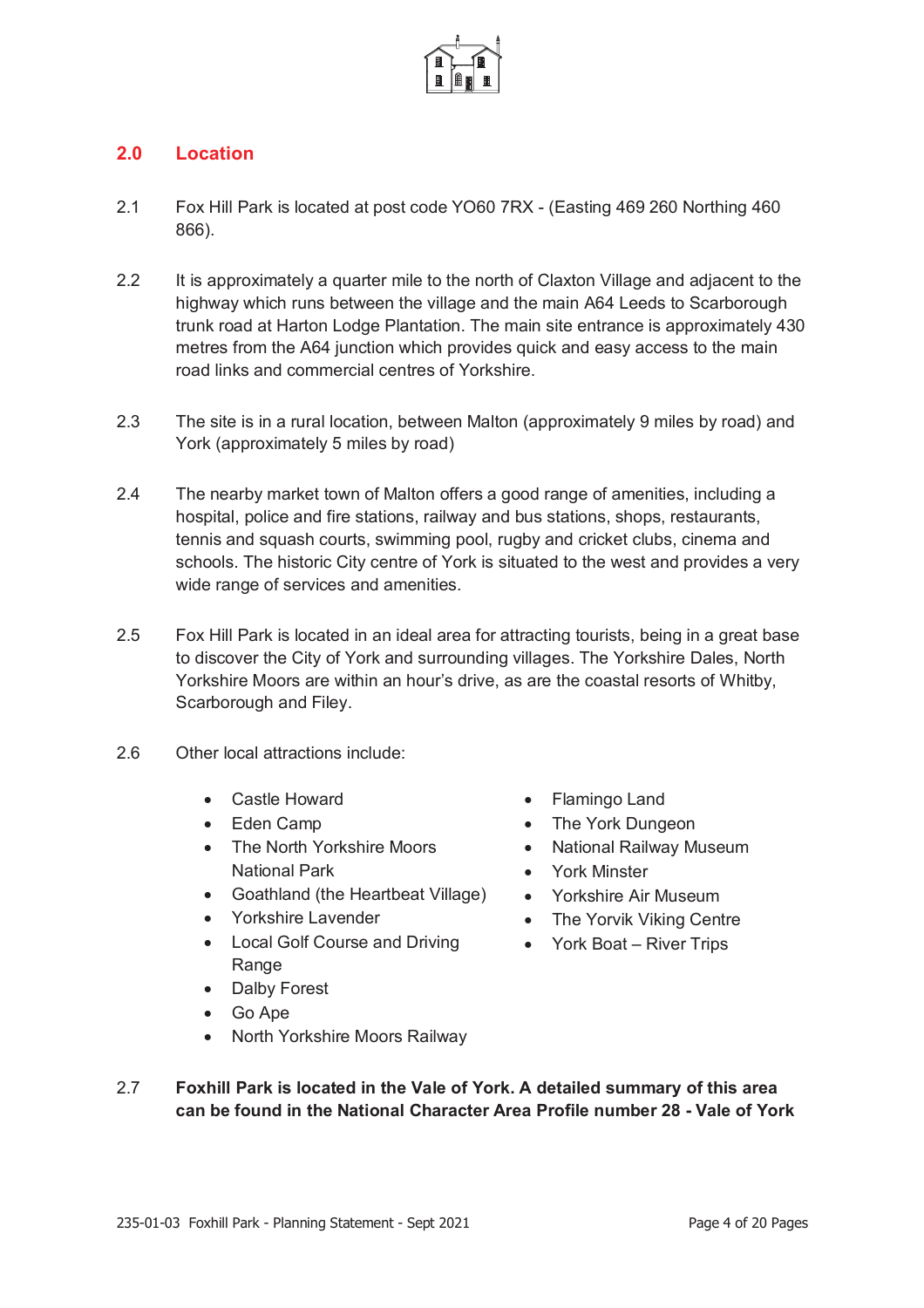## 2.0 Location

2.1 Fox Hill Park is located at post code YO60 7RX - (Easting 469 260 Northing 460 866).

2.2 It is approximately a quarter mile to the north of Claxton Village and adjacent to the highway which runs between the village and the main A64 Leeds to Scarborough trunk road at Harton Lodge Plantation. The main site entrance is approximately 430 metres from the A64 junction which provides quick and easy access to the main road links and commercial centres of Yorkshire.

2.3 The site is in a rural location, between Malton (approximately 9 miles by road) and York (approximately 5 miles by road)

2.4 The nearby market town of Malton offers a good range of amenities, including a hospital, police and fire stations, railway and bus stations, shops, restaurants, tennis and squash courts, swimming pool, rugby and cricket clubs, cinema and schools. The historic City centre of York is situated to the west and provides a very wide range of services and amenities.

2.5 Fox Hill Park is located in an ideal area for attracting tourists, being in a great base to discover the City of York and surrounding villages. The Yorkshire Dales, North Yorkshire Moors are within an hour's drive, as are the coastal resorts of Whitby, Scarborough and Filey.

2.6 Other local attractions include:

- Castle Howard
- Eden Camp
- The North Yorkshire Moors National Park
- Goathland (the Heartbeat Village)
- Yorkshire Lavender
- Local Golf Course and Driving Range
- Dalby Forest
- Go Ape
- North Yorkshire Moors Railway
- Flamingo Land
- The York Dungeon
- National Railway Museum
- York Minster
- Yorkshire Air Museum
- The Yorvik Viking Centre
- York Boat – River Trips

2.7 **Foxhill Park is located in the Vale of York. A detailed summary of this area can be found in the National Character Area Profile number 28 - Vale of York**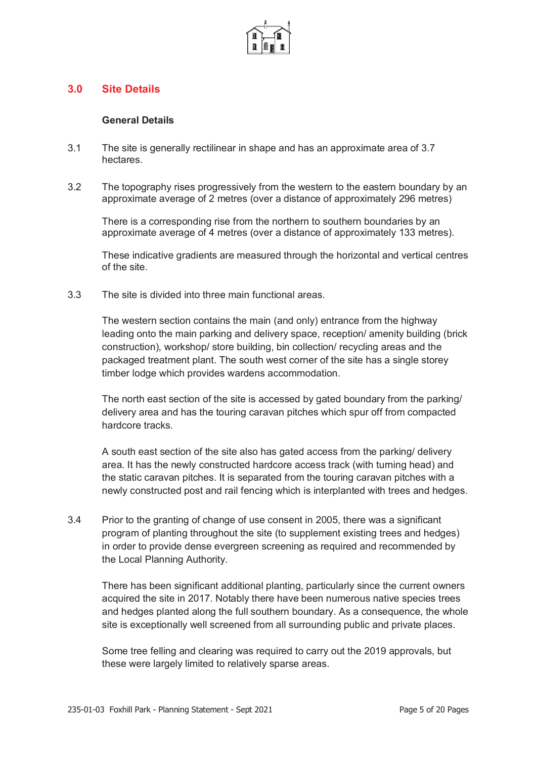## 3.0 Site Details

### General Details

3.1 The site is generally rectilinear in shape and has an approximate area of 3.7 hectares.

3.2 The topography rises progressively from the western to the eastern boundary by an approximate average of 2 metres (over a distance of approximately 296 metres)

There is a corresponding rise from the northern to southern boundaries by an approximate average of 4 metres (over a distance of approximately 133 metres).

These indicative gradients are measured through the horizontal and vertical centres of the site.

3.3 The site is divided into three main functional areas.

The western section contains the main (and only) entrance from the highway leading onto the main parking and delivery space, reception/ amenity building (brick construction), workshop/ store building, bin collection/ recycling areas and the packaged treatment plant. The south west corner of the site has a single storey timber lodge which provides wardens accommodation.

The north east section of the site is accessed by gated boundary from the parking/ delivery area and has the touring caravan pitches which spur off from compacted hardcore tracks.

A south east section of the site also has gated access from the parking/ delivery area. It has the newly constructed hardcore access track (with turning head) and the static caravan pitches. It is separated from the touring caravan pitches with a newly constructed post and rail fencing which is interplanted with trees and hedges.

3.4 Prior to the granting of change of use consent in 2005, there was a significant program of planting throughout the site (to supplement existing trees and hedges) in order to provide dense evergreen screening as required and recommended by the Local Planning Authority.

There has been significant additional planting, particularly since the current owners acquired the site in 2017. Notably there have been numerous native species trees and hedges planted along the full southern boundary. As a consequence, the whole site is exceptionally well screened from all surrounding public and private places.

Some tree felling and clearing was required to carry out the 2019 approvals, but these were largely limited to relatively sparse areas.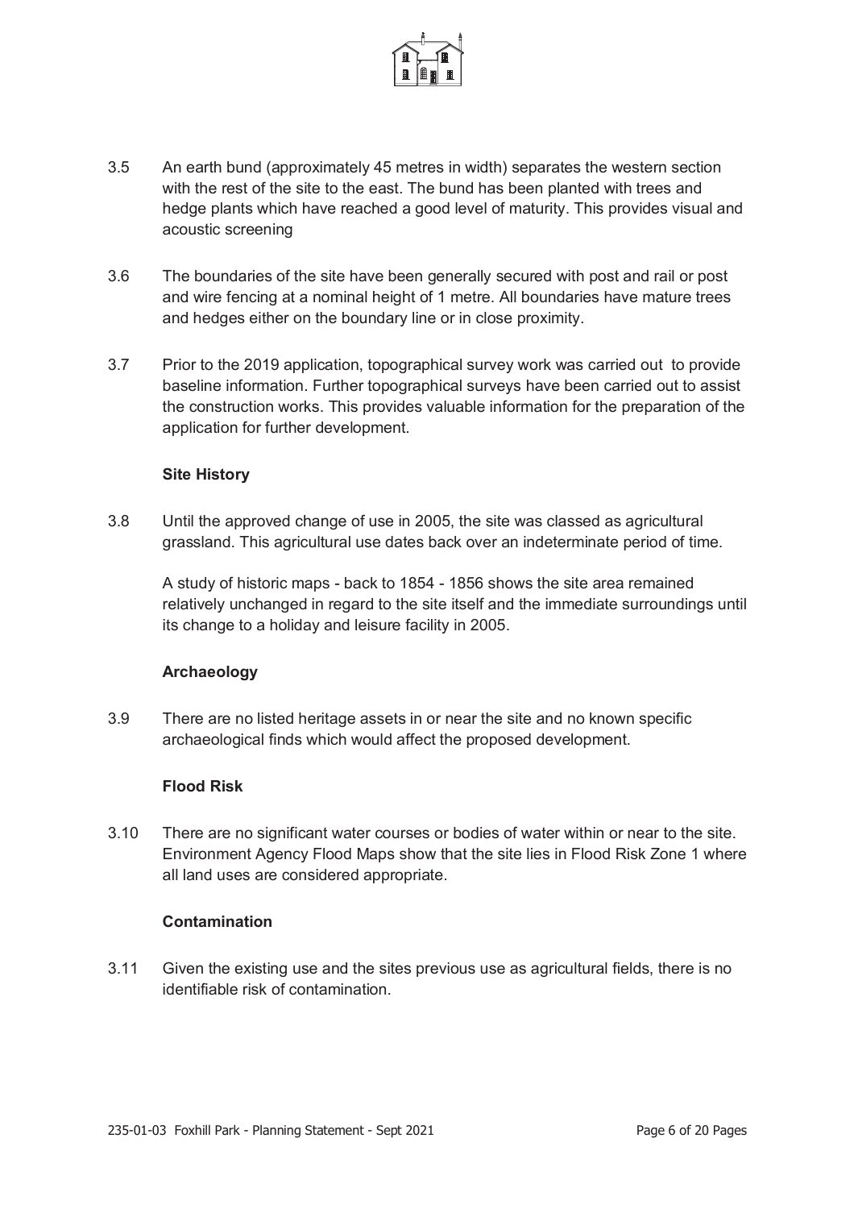3.5 An earth bund (approximately 45 metres in width) separates the western section with the rest of the site to the east. The bund has been planted with trees and hedge plants which have reached a good level of maturity. This provides visual and acoustic screening

3.6 The boundaries of the site have been generally secured with post and rail or post and wire fencing at a nominal height of 1 metre. All boundaries have mature trees and hedges either on the boundary line or in close proximity.

3.7 Prior to the 2019 application, topographical survey work was carried out to provide baseline information. Further topographical surveys have been carried out to assist the construction works. This provides valuable information for the preparation of the application for further development.

**Site History**

3.8 Until the approved change of use in 2005, the site was classed as agricultural grassland. This agricultural use dates back over an indeterminate period of time.

A study of historic maps - back to 1854 - 1856 shows the site area remained relatively unchanged in regard to the site itself and the immediate surroundings until its change to a holiday and leisure facility in 2005.

**Archaeology**

3.9 There are no listed heritage assets in or near the site and no known specific archaeological finds which would affect the proposed development.

**Flood Risk**

3.10 There are no significant water courses or bodies of water within or near to the site. Environment Agency Flood Maps show that the site lies in Flood Risk Zone 1 where all land uses are considered appropriate.

**Contamination**

3.11 Given the existing use and the sites previous use as agricultural fields, there is no identifiable risk of contamination.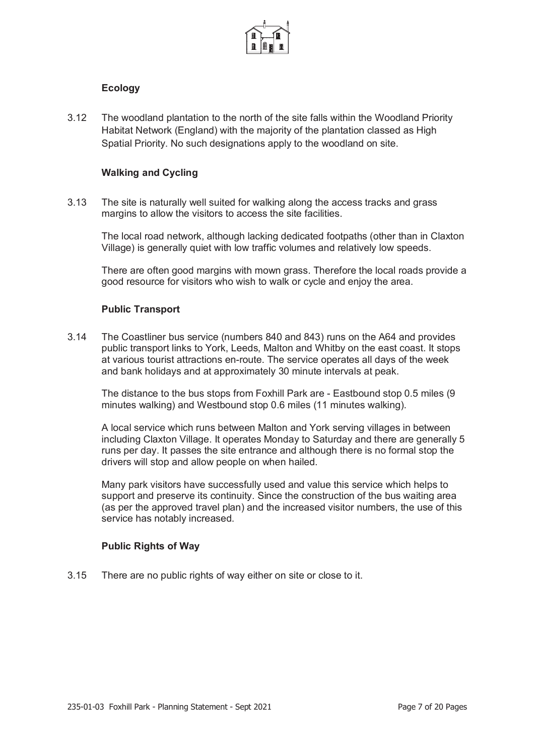### Ecology

3.12 The woodland plantation to the north of the site falls within the Woodland Priority Habitat Network (England) with the majority of the plantation classed as High Spatial Priority. No such designations apply to the woodland on site.

### Walking and Cycling

3.13 The site is naturally well suited for walking along the access tracks and grass margins to allow the visitors to access the site facilities.

The local road network, although lacking dedicated footpaths (other than in Claxton Village) is generally quiet with low traffic volumes and relatively low speeds.

There are often good margins with mown grass. Therefore the local roads provide a good resource for visitors who wish to walk or cycle and enjoy the area.

### Public Transport

3.14 The Coastliner bus service (numbers 840 and 843) runs on the A64 and provides public transport links to York, Leeds, Malton and Whitby on the east coast. It stops at various tourist attractions en-route. The service operates all days of the week and bank holidays and at approximately 30 minute intervals at peak.

The distance to the bus stops from Foxhill Park are - Eastbound stop 0.5 miles (9 minutes walking) and Westbound stop 0.6 miles (11 minutes walking).

A local service which runs between Malton and York serving villages in between including Claxton Village. It operates Monday to Saturday and there are generally 5 runs per day. It passes the site entrance and although there is no formal stop the drivers will stop and allow people on when hailed.

Many park visitors have successfully used and value this service which helps to support and preserve its continuity. Since the construction of the bus waiting area (as per the approved travel plan) and the increased visitor numbers, the use of this service has notably increased.

### Public Rights of Way

3.15 There are no public rights of way either on site or close to it.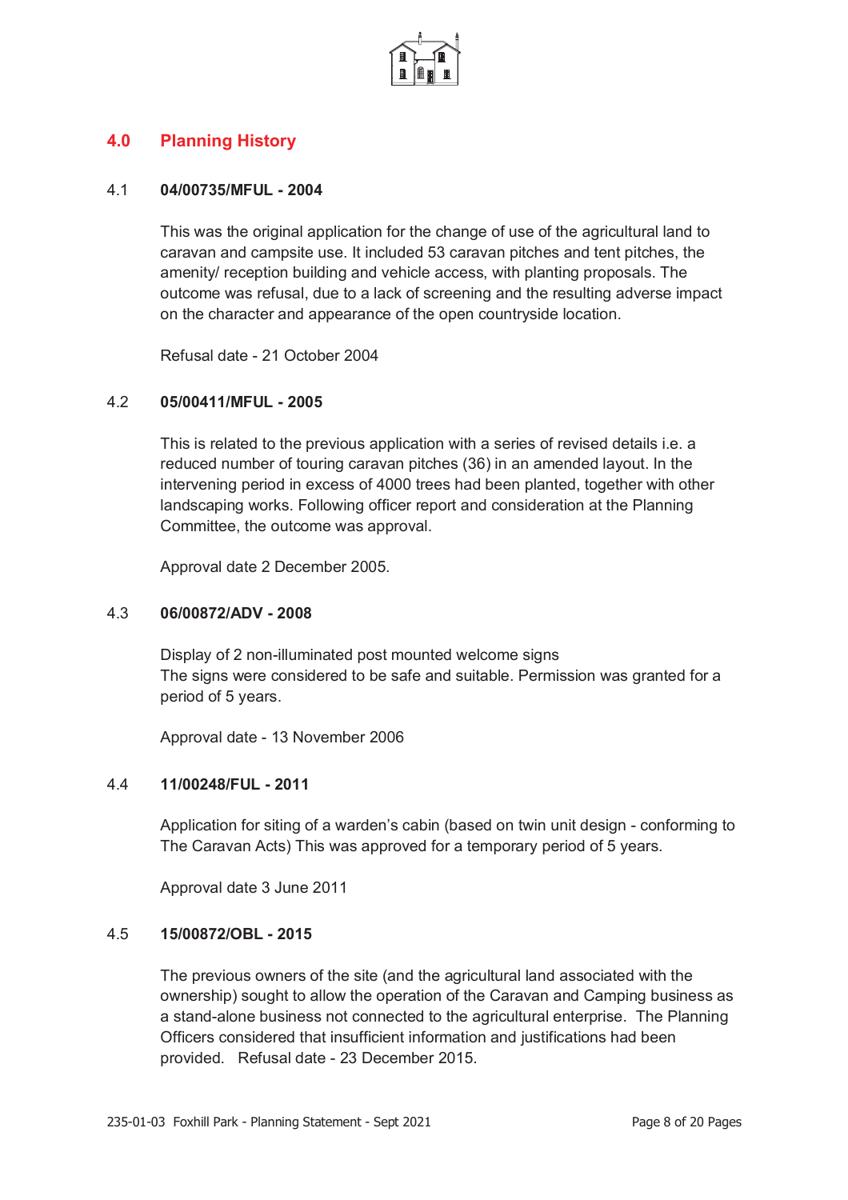## 4.0 Planning History

### 4.1 04/00735/MFUL - 2004

This was the original application for the change of use of the agricultural land to caravan and campsite use. It included 53 caravan pitches and tent pitches, the amenity/ reception building and vehicle access, with planting proposals. The outcome was refusal, due to a lack of screening and the resulting adverse impact on the character and appearance of the open countryside location.

Refusal date - 21 October 2004

### 4.2 05/00411/MFUL - 2005

This is related to the previous application with a series of revised details i.e. a reduced number of touring caravan pitches (36) in an amended layout. In the intervening period in excess of 4000 trees had been planted, together with other landscaping works. Following officer report and consideration at the Planning Committee, the outcome was approval.

Approval date 2 December 2005.

### 4.3 06/00872/ADV - 2008

Display of 2 non-illuminated post mounted welcome signs
The signs were considered to be safe and suitable. Permission was granted for a period of 5 years.

Approval date - 13 November 2006

### 4.4 11/00248/FUL - 2011

Application for siting of a warden's cabin (based on twin unit design - conforming to The Caravan Acts) This was approved for a temporary period of 5 years.

Approval date 3 June 2011

### 4.5 15/00872/OBL - 2015

The previous owners of the site (and the agricultural land associated with the ownership) sought to allow the operation of the Caravan and Camping business as a stand-alone business not connected to the agricultural enterprise. The Planning Officers considered that insufficient information and justifications had been provided. Refusal date - 23 December 2015.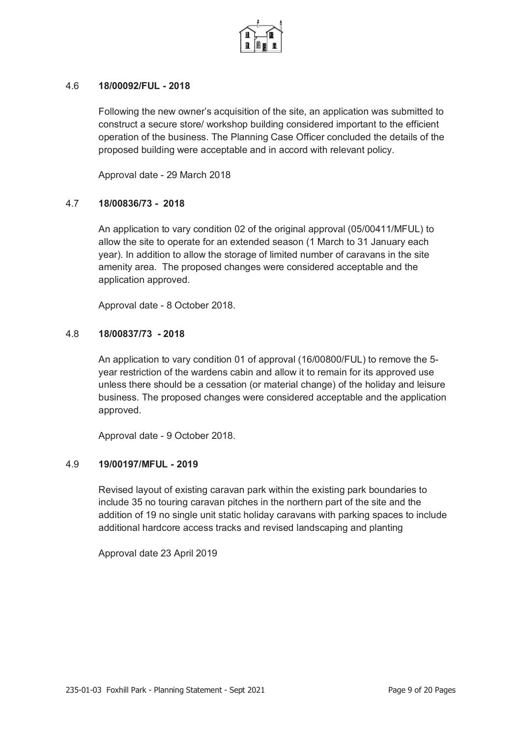### 4.6 **18/00092/FUL - 2018**

Following the new owner's acquisition of the site, an application was submitted to construct a secure store/ workshop building considered important to the efficient operation of the business. The Planning Case Officer concluded the details of the proposed building were acceptable and in accord with relevant policy.

Approval date - 29 March 2018

### 4.7 **18/00836/73 - 2018**

An application to vary condition 02 of the original approval (05/00411/MFUL) to allow the site to operate for an extended season (1 March to 31 January each year). In addition to allow the storage of limited number of caravans in the site amenity area. The proposed changes were considered acceptable and the application approved.

Approval date - 8 October 2018.

### 4.8 **18/00837/73 - 2018**

An application to vary condition 01 of approval (16/00800/FUL) to remove the 5-year restriction of the wardens cabin and allow it to remain for its approved use unless there should be a cessation (or material change) of the holiday and leisure business. The proposed changes were considered acceptable and the application approved.

Approval date - 9 October 2018.

### 4.9 **19/00197/MFUL - 2019**

Revised layout of existing caravan park within the existing park boundaries to include 35 no touring caravan pitches in the northern part of the site and the addition of 19 no single unit static holiday caravans with parking spaces to include additional hardcore access tracks and revised landscaping and planting

Approval date 23 April 2019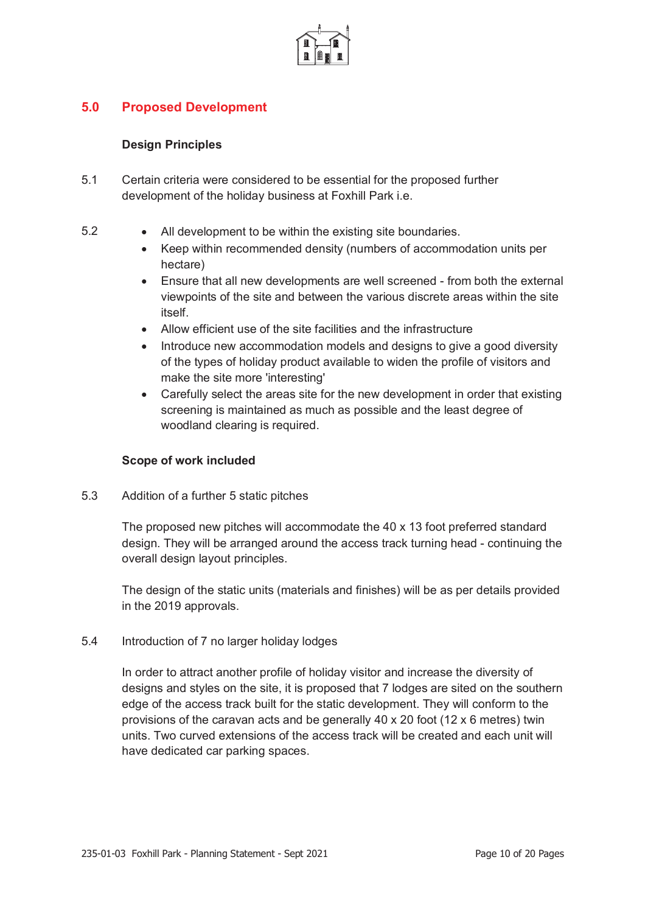## 5.0 Proposed Development

### Design Principles

5.1 Certain criteria were considered to be essential for the proposed further development of the holiday business at Foxhill Park i.e.

5.2
- All development to be within the existing site boundaries.
- Keep within recommended density (numbers of accommodation units per hectare)
- Ensure that all new developments are well screened - from both the external viewpoints of the site and between the various discrete areas within the site itself.
- Allow efficient use of the site facilities and the infrastructure
- Introduce new accommodation models and designs to give a good diversity of the types of holiday product available to widen the profile of visitors and make the site more 'interesting'
- Carefully select the areas site for the new development in order that existing screening is maintained as much as possible and the least degree of woodland clearing is required.

### Scope of work included

5.3 Addition of a further 5 static pitches

The proposed new pitches will accommodate the 40 x 13 foot preferred standard design. They will be arranged around the access track turning head - continuing the overall design layout principles.

The design of the static units (materials and finishes) will be as per details provided in the 2019 approvals.

5.4 Introduction of 7 no larger holiday lodges

In order to attract another profile of holiday visitor and increase the diversity of designs and styles on the site, it is proposed that 7 lodges are sited on the southern edge of the access track built for the static development. They will conform to the provisions of the caravan acts and be generally 40 x 20 foot (12 x 6 metres) twin units. Two curved extensions of the access track will be created and each unit will have dedicated car parking spaces.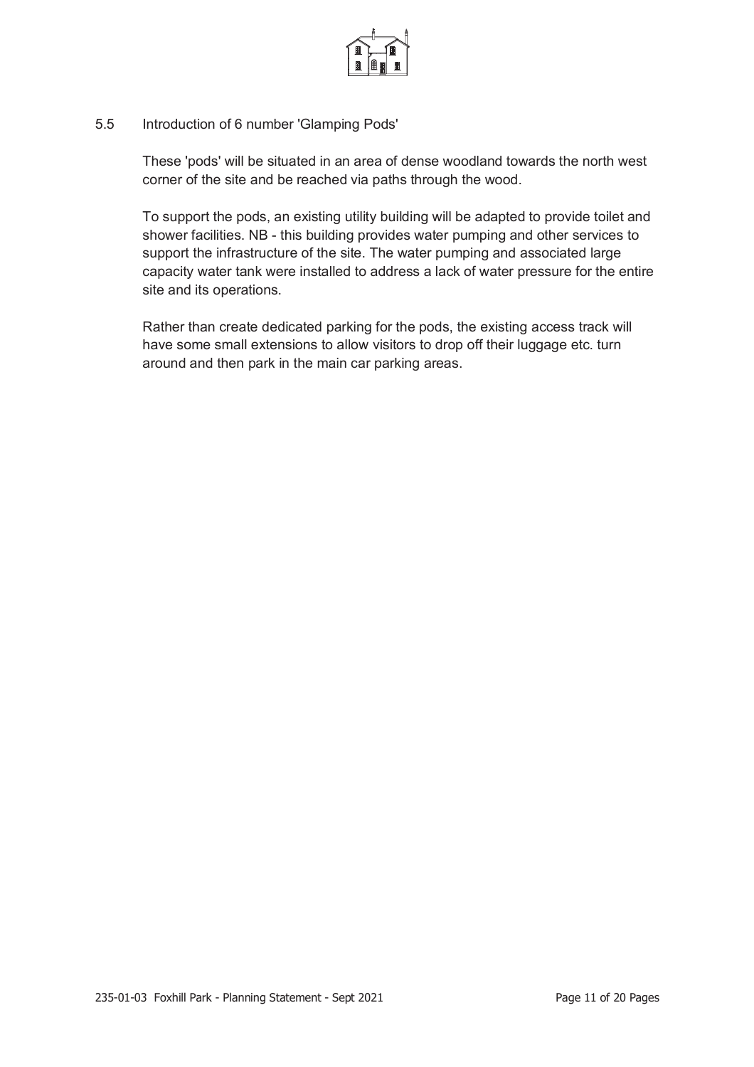## 5.5 Introduction of 6 number 'Glamping Pods'

These 'pods' will be situated in an area of dense woodland towards the north west corner of the site and be reached via paths through the wood.

To support the pods, an existing utility building will be adapted to provide toilet and shower facilities. NB - this building provides water pumping and other services to support the infrastructure of the site. The water pumping and associated large capacity water tank were installed to address a lack of water pressure for the entire site and its operations.

Rather than create dedicated parking for the pods, the existing access track will have some small extensions to allow visitors to drop off their luggage etc. turn around and then park in the main car parking areas.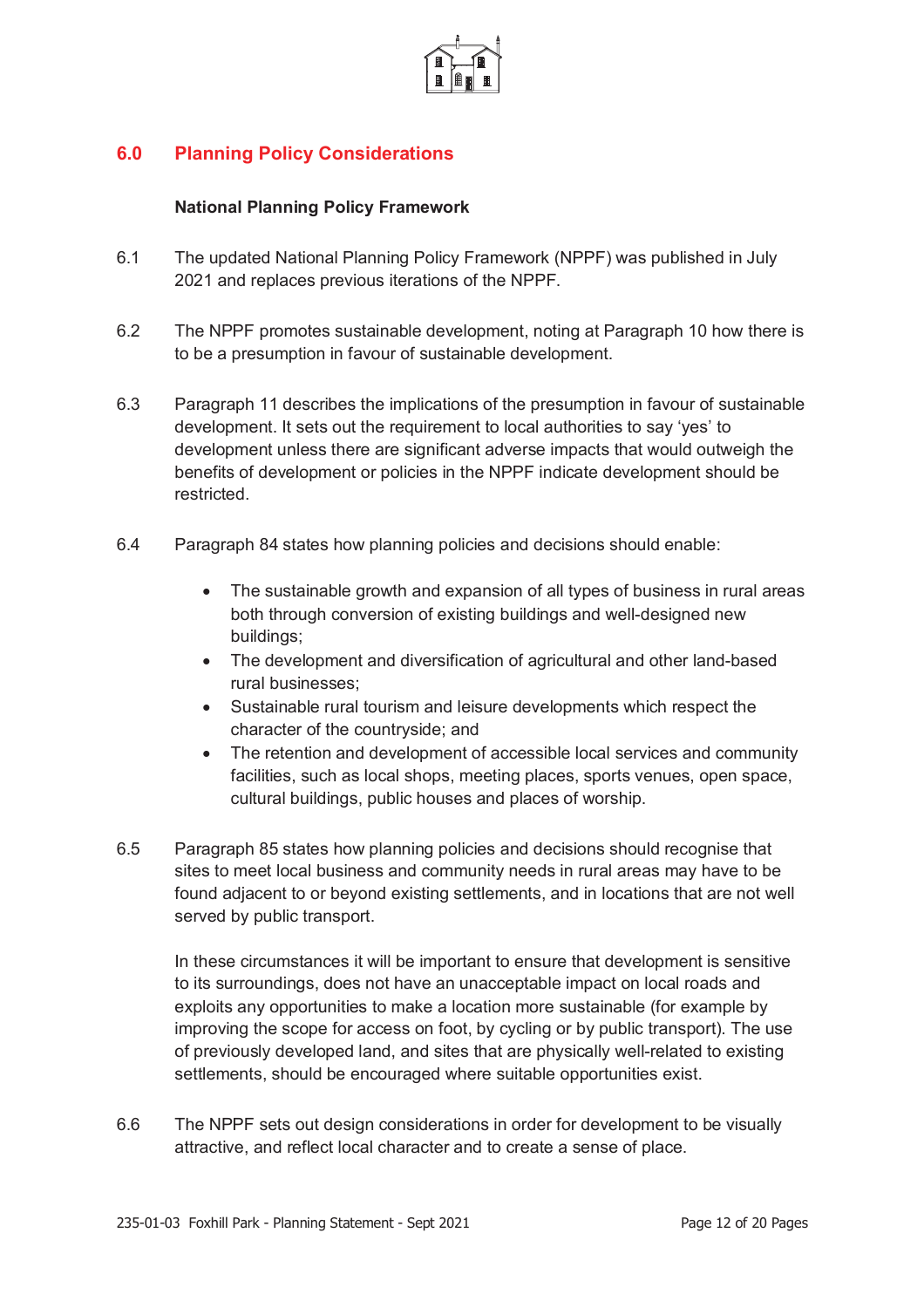## 6.0 Planning Policy Considerations

### National Planning Policy Framework

6.1 The updated National Planning Policy Framework (NPPF) was published in July 2021 and replaces previous iterations of the NPPF.

6.2 The NPPF promotes sustainable development, noting at Paragraph 10 how there is to be a presumption in favour of sustainable development.

6.3 Paragraph 11 describes the implications of the presumption in favour of sustainable development. It sets out the requirement to local authorities to say 'yes' to development unless there are significant adverse impacts that would outweigh the benefits of development or policies in the NPPF indicate development should be restricted.

6.4 Paragraph 84 states how planning policies and decisions should enable:

- The sustainable growth and expansion of all types of business in rural areas both through conversion of existing buildings and well-designed new buildings;
- The development and diversification of agricultural and other land-based rural businesses;
- Sustainable rural tourism and leisure developments which respect the character of the countryside; and
- The retention and development of accessible local services and community facilities, such as local shops, meeting places, sports venues, open space, cultural buildings, public houses and places of worship.

6.5 Paragraph 85 states how planning policies and decisions should recognise that sites to meet local business and community needs in rural areas may have to be found adjacent to or beyond existing settlements, and in locations that are not well served by public transport.

In these circumstances it will be important to ensure that development is sensitive to its surroundings, does not have an unacceptable impact on local roads and exploits any opportunities to make a location more sustainable (for example by improving the scope for access on foot, by cycling or by public transport). The use of previously developed land, and sites that are physically well-related to existing settlements, should be encouraged where suitable opportunities exist.

6.6 The NPPF sets out design considerations in order for development to be visually attractive, and reflect local character and to create a sense of place.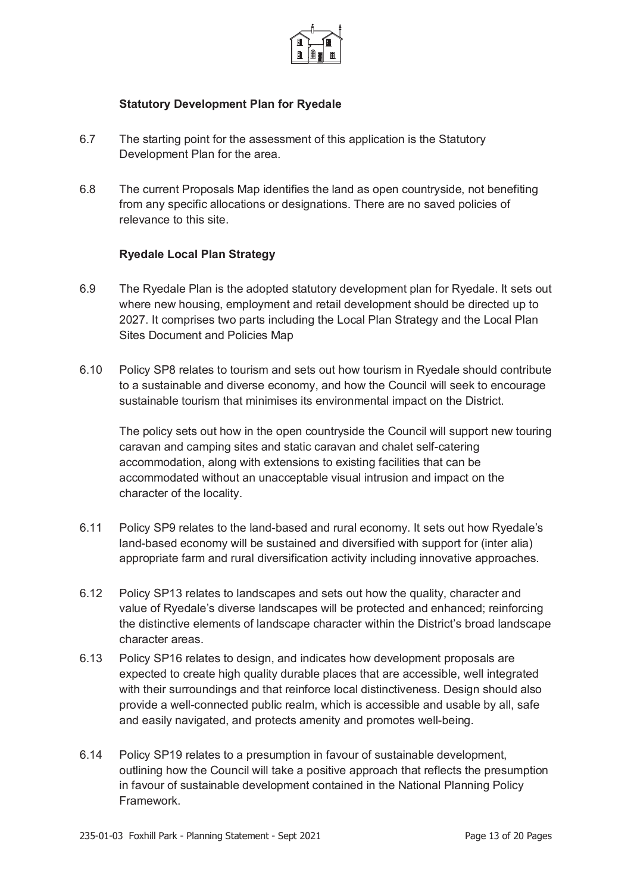**Statutory Development Plan for Ryedale**

6.7 The starting point for the assessment of this application is the Statutory Development Plan for the area.

6.8 The current Proposals Map identifies the land as open countryside, not benefiting from any specific allocations or designations. There are no saved policies of relevance to this site.

**Ryedale Local Plan Strategy**

6.9 The Ryedale Plan is the adopted statutory development plan for Ryedale. It sets out where new housing, employment and retail development should be directed up to 2027. It comprises two parts including the Local Plan Strategy and the Local Plan Sites Document and Policies Map

6.10 Policy SP8 relates to tourism and sets out how tourism in Ryedale should contribute to a sustainable and diverse economy, and how the Council will seek to encourage sustainable tourism that minimises its environmental impact on the District.

The policy sets out how in the open countryside the Council will support new touring caravan and camping sites and static caravan and chalet self-catering accommodation, along with extensions to existing facilities that can be accommodated without an unacceptable visual intrusion and impact on the character of the locality.

6.11 Policy SP9 relates to the land-based and rural economy. It sets out how Ryedale's land-based economy will be sustained and diversified with support for (inter alia) appropriate farm and rural diversification activity including innovative approaches.

6.12 Policy SP13 relates to landscapes and sets out how the quality, character and value of Ryedale's diverse landscapes will be protected and enhanced; reinforcing the distinctive elements of landscape character within the District's broad landscape character areas.

6.13 Policy SP16 relates to design, and indicates how development proposals are expected to create high quality durable places that are accessible, well integrated with their surroundings and that reinforce local distinctiveness. Design should also provide a well-connected public realm, which is accessible and usable by all, safe and easily navigated, and protects amenity and promotes well-being.

6.14 Policy SP19 relates to a presumption in favour of sustainable development, outlining how the Council will take a positive approach that reflects the presumption in favour of sustainable development contained in the National Planning Policy Framework.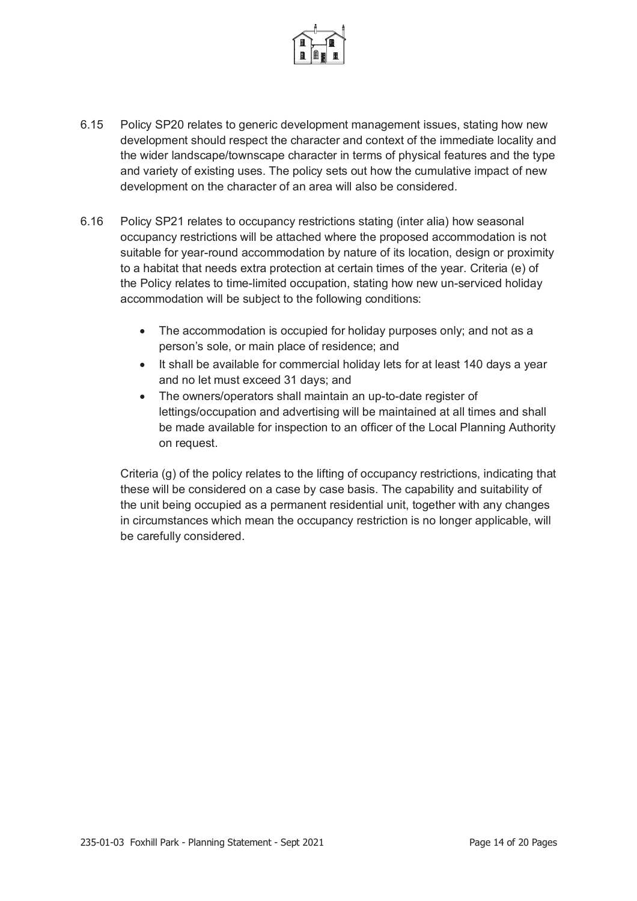6.15 Policy SP20 relates to generic development management issues, stating how new development should respect the character and context of the immediate locality and the wider landscape/townscape character in terms of physical features and the type and variety of existing uses. The policy sets out how the cumulative impact of new development on the character of an area will also be considered.

6.16 Policy SP21 relates to occupancy restrictions stating (inter alia) how seasonal occupancy restrictions will be attached where the proposed accommodation is not suitable for year-round accommodation by nature of its location, design or proximity to a habitat that needs extra protection at certain times of the year. Criteria (e) of the Policy relates to time-limited occupation, stating how new un-serviced holiday accommodation will be subject to the following conditions:

- The accommodation is occupied for holiday purposes only; and not as a person's sole, or main place of residence; and
- It shall be available for commercial holiday lets for at least 140 days a year and no let must exceed 31 days; and
- The owners/operators shall maintain an up-to-date register of lettings/occupation and advertising will be maintained at all times and shall be made available for inspection to an officer of the Local Planning Authority on request.

Criteria (g) of the policy relates to the lifting of occupancy restrictions, indicating that these will be considered on a case by case basis. The capability and suitability of the unit being occupied as a permanent residential unit, together with any changes in circumstances which mean the occupancy restriction is no longer applicable, will be carefully considered.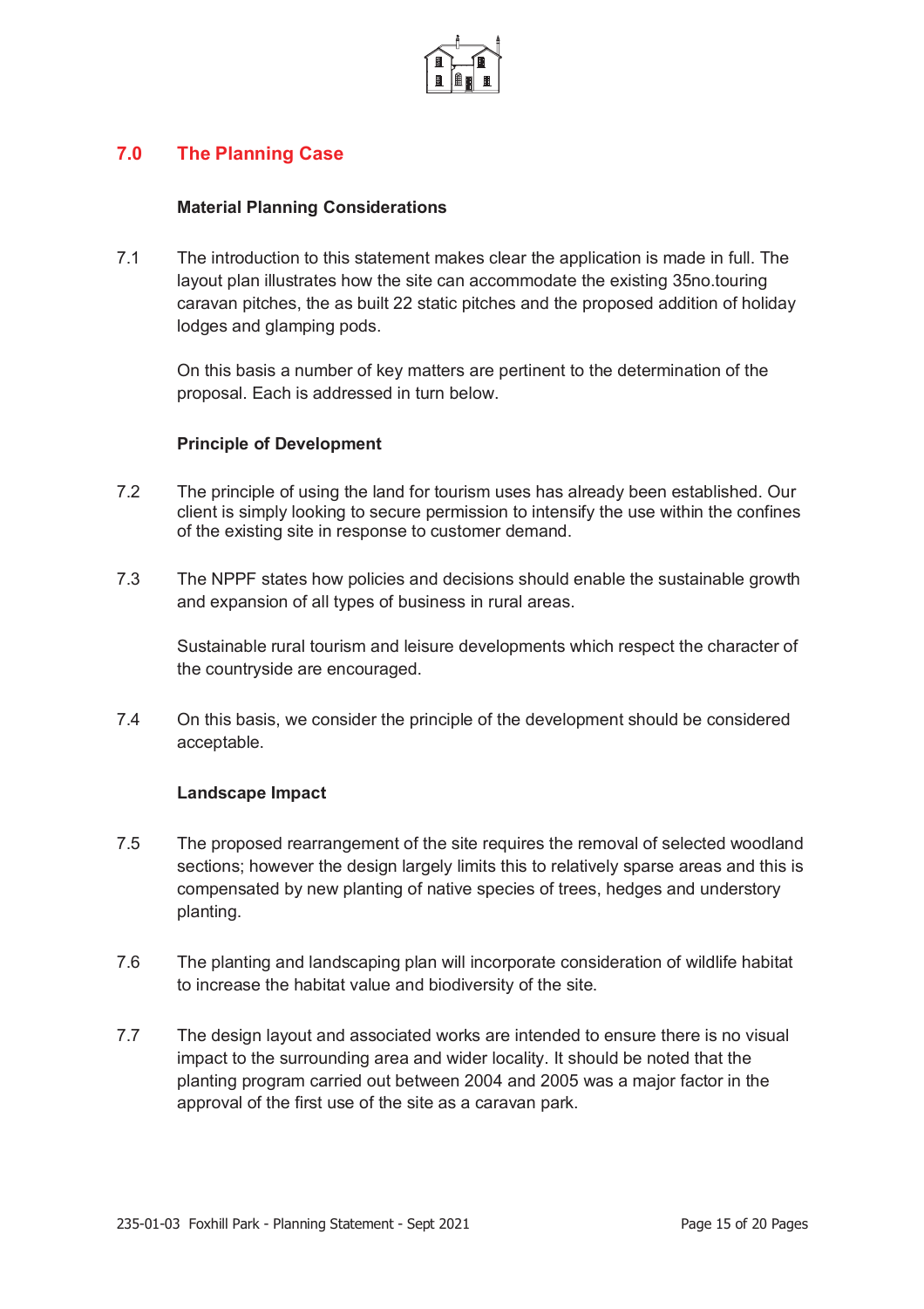## 7.0 The Planning Case

### Material Planning Considerations

7.1 The introduction to this statement makes clear the application is made in full. The layout plan illustrates how the site can accommodate the existing 35no.touring caravan pitches, the as built 22 static pitches and the proposed addition of holiday lodges and glamping pods.

On this basis a number of key matters are pertinent to the determination of the proposal. Each is addressed in turn below.

### Principle of Development

7.2 The principle of using the land for tourism uses has already been established. Our client is simply looking to secure permission to intensify the use within the confines of the existing site in response to customer demand.

7.3 The NPPF states how policies and decisions should enable the sustainable growth and expansion of all types of business in rural areas.

Sustainable rural tourism and leisure developments which respect the character of the countryside are encouraged.

7.4 On this basis, we consider the principle of the development should be considered acceptable.

### Landscape Impact

7.5 The proposed rearrangement of the site requires the removal of selected woodland sections; however the design largely limits this to relatively sparse areas and this is compensated by new planting of native species of trees, hedges and understory planting.

7.6 The planting and landscaping plan will incorporate consideration of wildlife habitat to increase the habitat value and biodiversity of the site.

7.7 The design layout and associated works are intended to ensure there is no visual impact to the surrounding area and wider locality. It should be noted that the planting program carried out between 2004 and 2005 was a major factor in the approval of the first use of the site as a caravan park.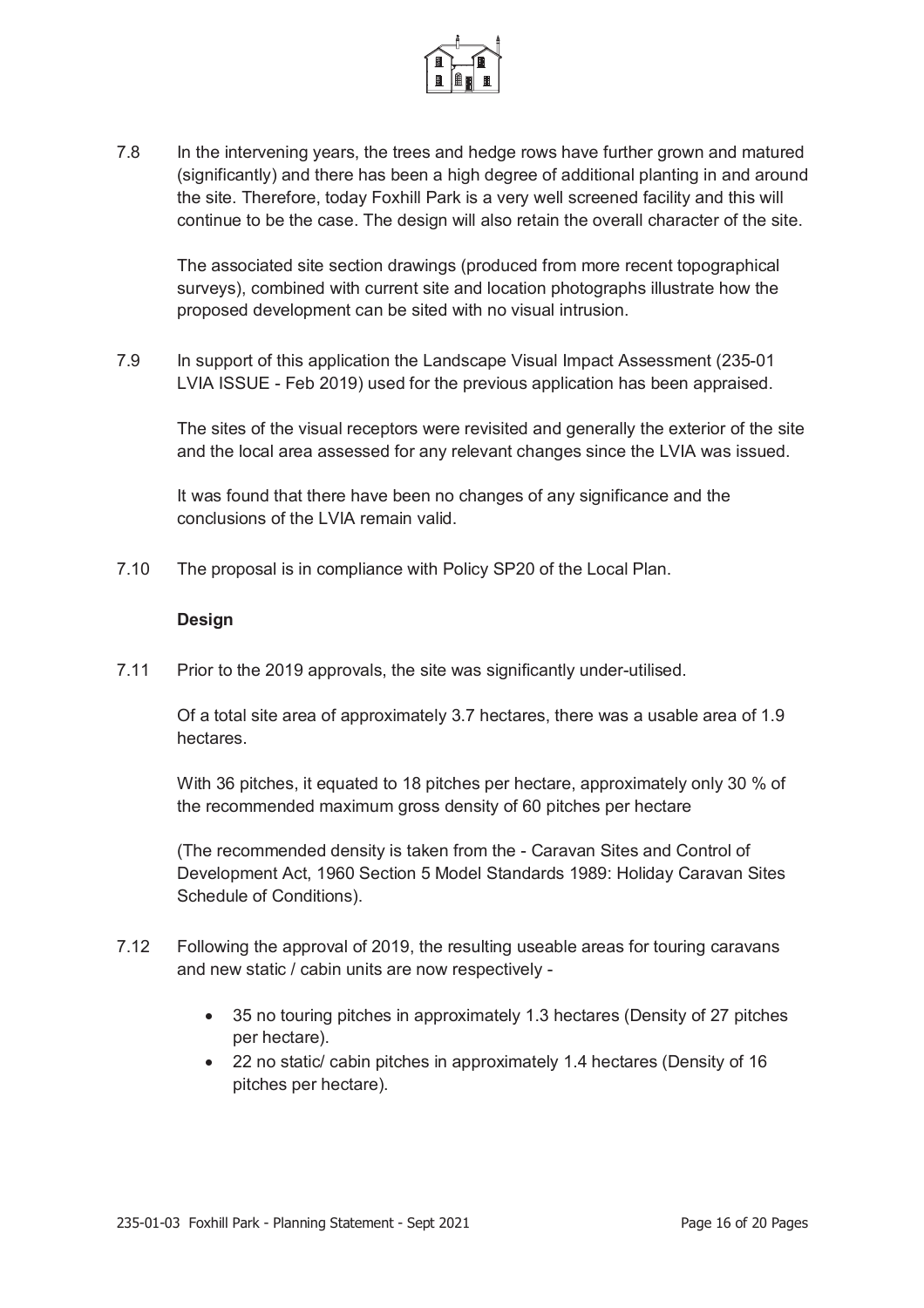7.8 In the intervening years, the trees and hedge rows have further grown and matured (significantly) and there has been a high degree of additional planting in and around the site. Therefore, today Foxhill Park is a very well screened facility and this will continue to be the case. The design will also retain the overall character of the site.

The associated site section drawings (produced from more recent topographical surveys), combined with current site and location photographs illustrate how the proposed development can be sited with no visual intrusion.

7.9 In support of this application the Landscape Visual Impact Assessment (235-01 LVIA ISSUE - Feb 2019) used for the previous application has been appraised.

The sites of the visual receptors were revisited and generally the exterior of the site and the local area assessed for any relevant changes since the LVIA was issued.

It was found that there have been no changes of any significance and the conclusions of the LVIA remain valid.

7.10 The proposal is in compliance with Policy SP20 of the Local Plan.

**Design**

7.11 Prior to the 2019 approvals, the site was significantly under-utilised.

Of a total site area of approximately 3.7 hectares, there was a usable area of 1.9 hectares.

With 36 pitches, it equated to 18 pitches per hectare, approximately only 30 % of the recommended maximum gross density of 60 pitches per hectare

(The recommended density is taken from the - Caravan Sites and Control of Development Act, 1960 Section 5 Model Standards 1989: Holiday Caravan Sites Schedule of Conditions).

7.12 Following the approval of 2019, the resulting useable areas for touring caravans and new static / cabin units are now respectively -

- 35 no touring pitches in approximately 1.3 hectares (Density of 27 pitches per hectare).
- 22 no static/ cabin pitches in approximately 1.4 hectares (Density of 16 pitches per hectare).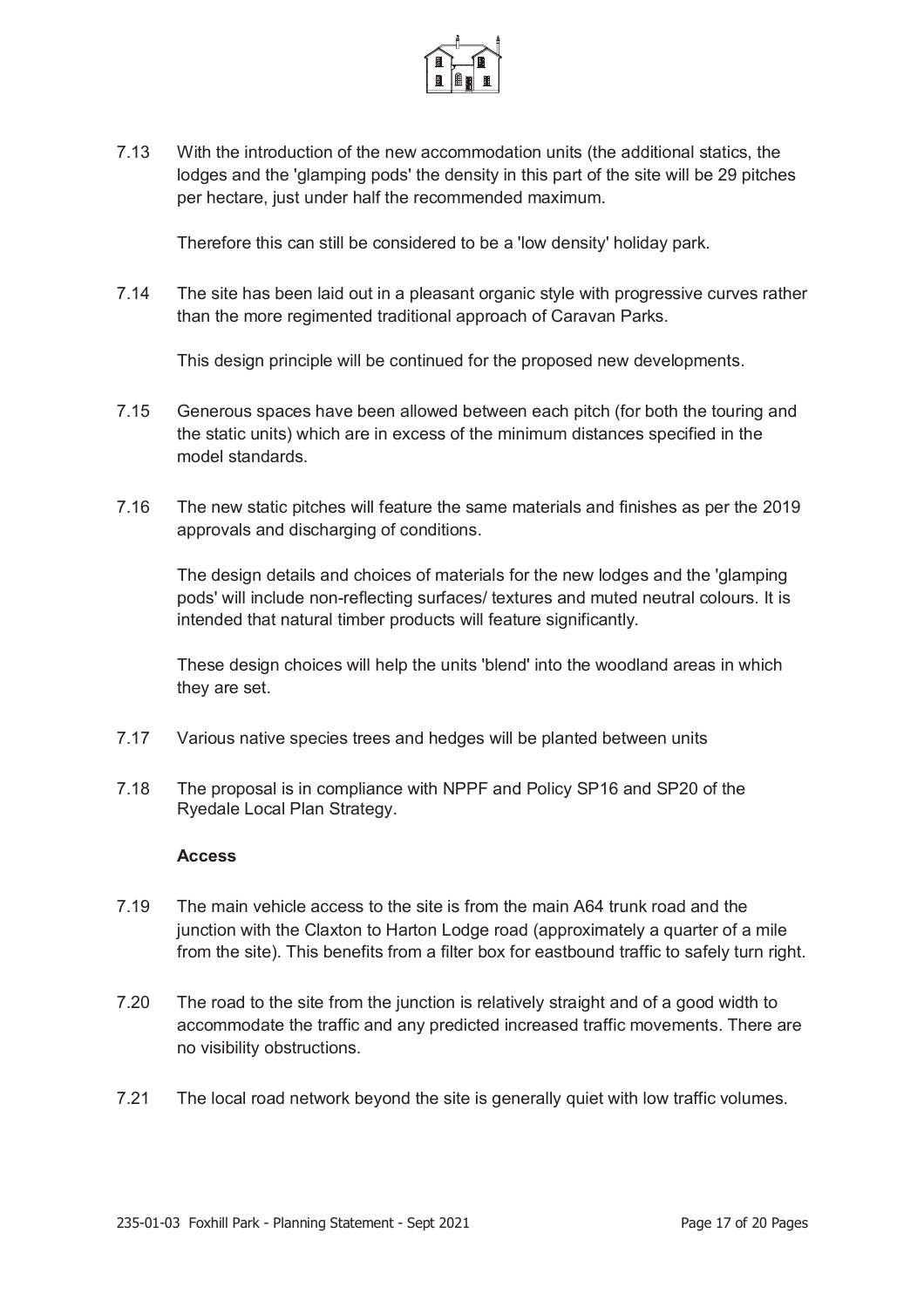7.13 With the introduction of the new accommodation units (the additional statics, the lodges and the 'glamping pods' the density in this part of the site will be 29 pitches per hectare, just under half the recommended maximum.

Therefore this can still be considered to be a 'low density' holiday park.

7.14 The site has been laid out in a pleasant organic style with progressive curves rather than the more regimented traditional approach of Caravan Parks.

This design principle will be continued for the proposed new developments.

7.15 Generous spaces have been allowed between each pitch (for both the touring and the static units) which are in excess of the minimum distances specified in the model standards.

7.16 The new static pitches will feature the same materials and finishes as per the 2019 approvals and discharging of conditions.

The design details and choices of materials for the new lodges and the 'glamping pods' will include non-reflecting surfaces/ textures and muted neutral colours. It is intended that natural timber products will feature significantly.

These design choices will help the units 'blend' into the woodland areas in which they are set.

7.17 Various native species trees and hedges will be planted between units

7.18 The proposal is in compliance with NPPF and Policy SP16 and SP20 of the Ryedale Local Plan Strategy.

**Access**

7.19 The main vehicle access to the site is from the main A64 trunk road and the junction with the Claxton to Harton Lodge road (approximately a quarter of a mile from the site). This benefits from a filter box for eastbound traffic to safely turn right.

7.20 The road to the site from the junction is relatively straight and of a good width to accommodate the traffic and any predicted increased traffic movements. There are no visibility obstructions.

7.21 The local road network beyond the site is generally quiet with low traffic volumes.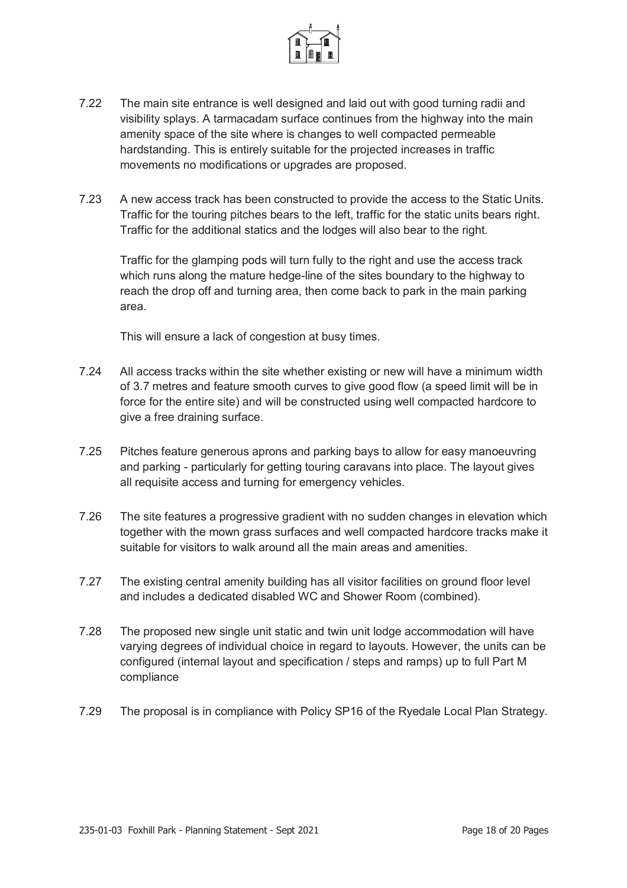7.22 The main site entrance is well designed and laid out with good turning radii and visibility splays. A tarmacadam surface continues from the highway into the main amenity space of the site where is changes to well compacted permeable hardstanding. This is entirely suitable for the projected increases in traffic movements no modifications or upgrades are proposed.

7.23 A new access track has been constructed to provide the access to the Static Units. Traffic for the touring pitches bears to the left, traffic for the static units bears right. Traffic for the additional statics and the lodges will also bear to the right.

Traffic for the glamping pods will turn fully to the right and use the access track which runs along the mature hedge-line of the sites boundary to the highway to reach the drop off and turning area, then come back to park in the main parking area.

This will ensure a lack of congestion at busy times.

7.24 All access tracks within the site whether existing or new will have a minimum width of 3.7 metres and feature smooth curves to give good flow (a speed limit will be in force for the entire site) and will be constructed using well compacted hardcore to give a free draining surface.

7.25 Pitches feature generous aprons and parking bays to allow for easy manoeuvring and parking - particularly for getting touring caravans into place. The layout gives all requisite access and turning for emergency vehicles.

7.26 The site features a progressive gradient with no sudden changes in elevation which together with the mown grass surfaces and well compacted hardcore tracks make it suitable for visitors to walk around all the main areas and amenities.

7.27 The existing central amenity building has all visitor facilities on ground floor level and includes a dedicated disabled WC and Shower Room (combined).

7.28 The proposed new single unit static and twin unit lodge accommodation will have varying degrees of individual choice in regard to layouts. However, the units can be configured (internal layout and specification / steps and ramps) up to full Part M compliance

7.29 The proposal is in compliance with Policy SP16 of the Ryedale Local Plan Strategy.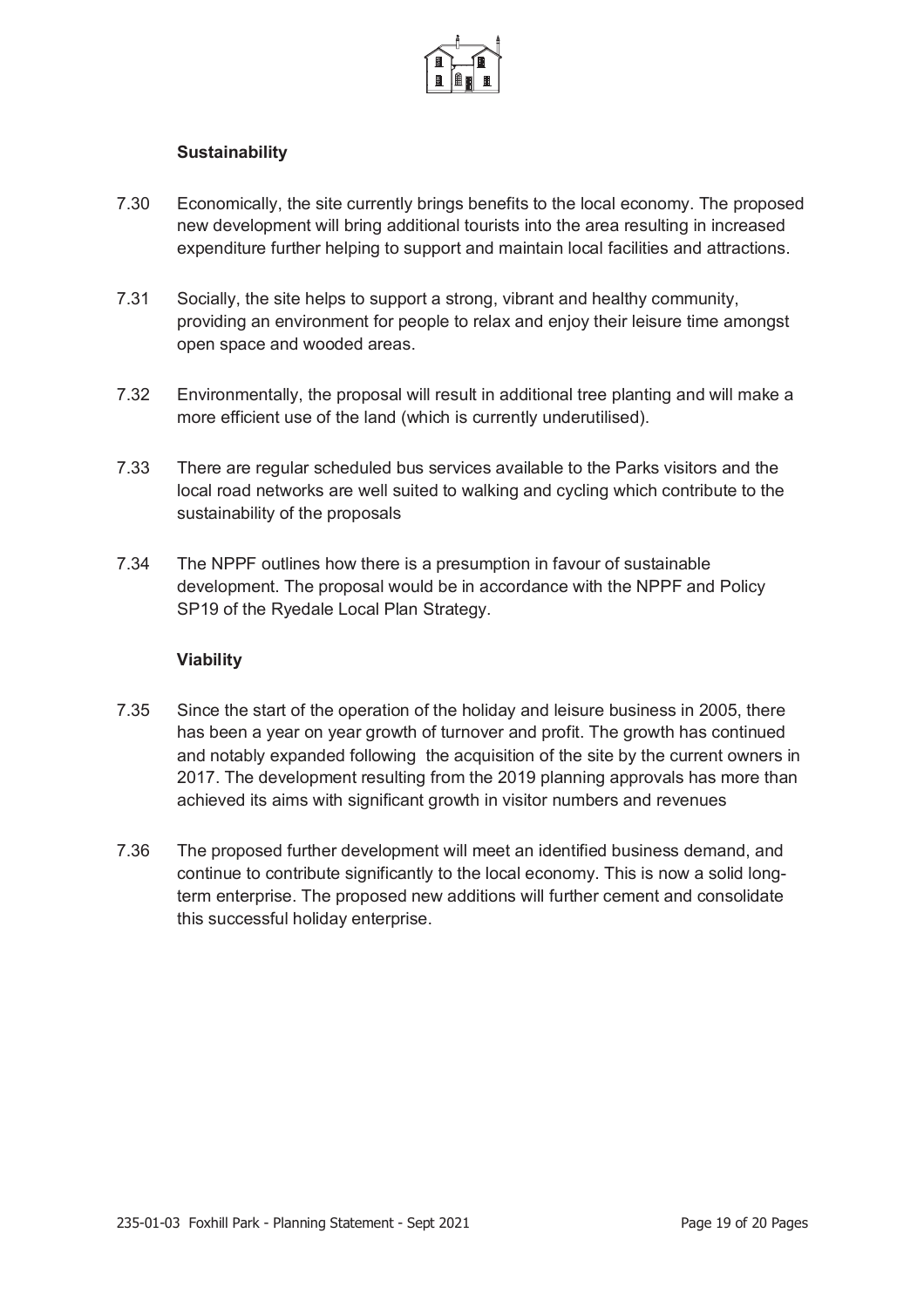### Sustainability

7.30 Economically, the site currently brings benefits to the local economy. The proposed new development will bring additional tourists into the area resulting in increased expenditure further helping to support and maintain local facilities and attractions.

7.31 Socially, the site helps to support a strong, vibrant and healthy community, providing an environment for people to relax and enjoy their leisure time amongst open space and wooded areas.

7.32 Environmentally, the proposal will result in additional tree planting and will make a more efficient use of the land (which is currently underutilised).

7.33 There are regular scheduled bus services available to the Parks visitors and the local road networks are well suited to walking and cycling which contribute to the sustainability of the proposals

7.34 The NPPF outlines how there is a presumption in favour of sustainable development. The proposal would be in accordance with the NPPF and Policy SP19 of the Ryedale Local Plan Strategy.

### Viability

7.35 Since the start of the operation of the holiday and leisure business in 2005, there has been a year on year growth of turnover and profit. The growth has continued and notably expanded following the acquisition of the site by the current owners in 2017. The development resulting from the 2019 planning approvals has more than achieved its aims with significant growth in visitor numbers and revenues

7.36 The proposed further development will meet an identified business demand, and continue to contribute significantly to the local economy. This is now a solid long-term enterprise. The proposed new additions will further cement and consolidate this successful holiday enterprise.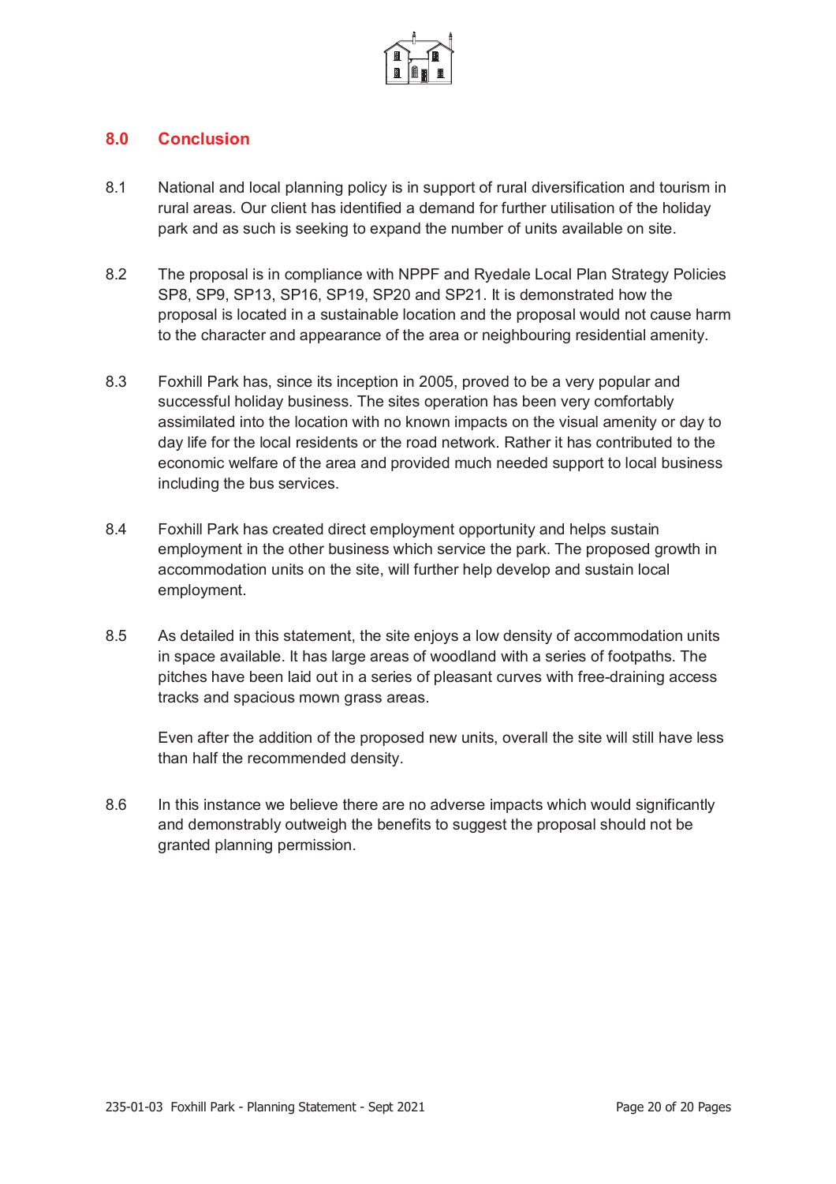## 8.0 Conclusion

8.1 National and local planning policy is in support of rural diversification and tourism in rural areas. Our client has identified a demand for further utilisation of the holiday park and as such is seeking to expand the number of units available on site.

8.2 The proposal is in compliance with NPPF and Ryedale Local Plan Strategy Policies SP8, SP9, SP13, SP16, SP19, SP20 and SP21. It is demonstrated how the proposal is located in a sustainable location and the proposal would not cause harm to the character and appearance of the area or neighbouring residential amenity.

8.3 Foxhill Park has, since its inception in 2005, proved to be a very popular and successful holiday business. The sites operation has been very comfortably assimilated into the location with no known impacts on the visual amenity or day to day life for the local residents or the road network. Rather it has contributed to the economic welfare of the area and provided much needed support to local business including the bus services.

8.4 Foxhill Park has created direct employment opportunity and helps sustain employment in the other business which service the park. The proposed growth in accommodation units on the site, will further help develop and sustain local employment.

8.5 As detailed in this statement, the site enjoys a low density of accommodation units in space available. It has large areas of woodland with a series of footpaths. The pitches have been laid out in a series of pleasant curves with free-draining access tracks and spacious mown grass areas.

Even after the addition of the proposed new units, overall the site will still have less than half the recommended density.

8.6 In this instance we believe there are no adverse impacts which would significantly and demonstrably outweigh the benefits to suggest the proposal should not be granted planning permission.